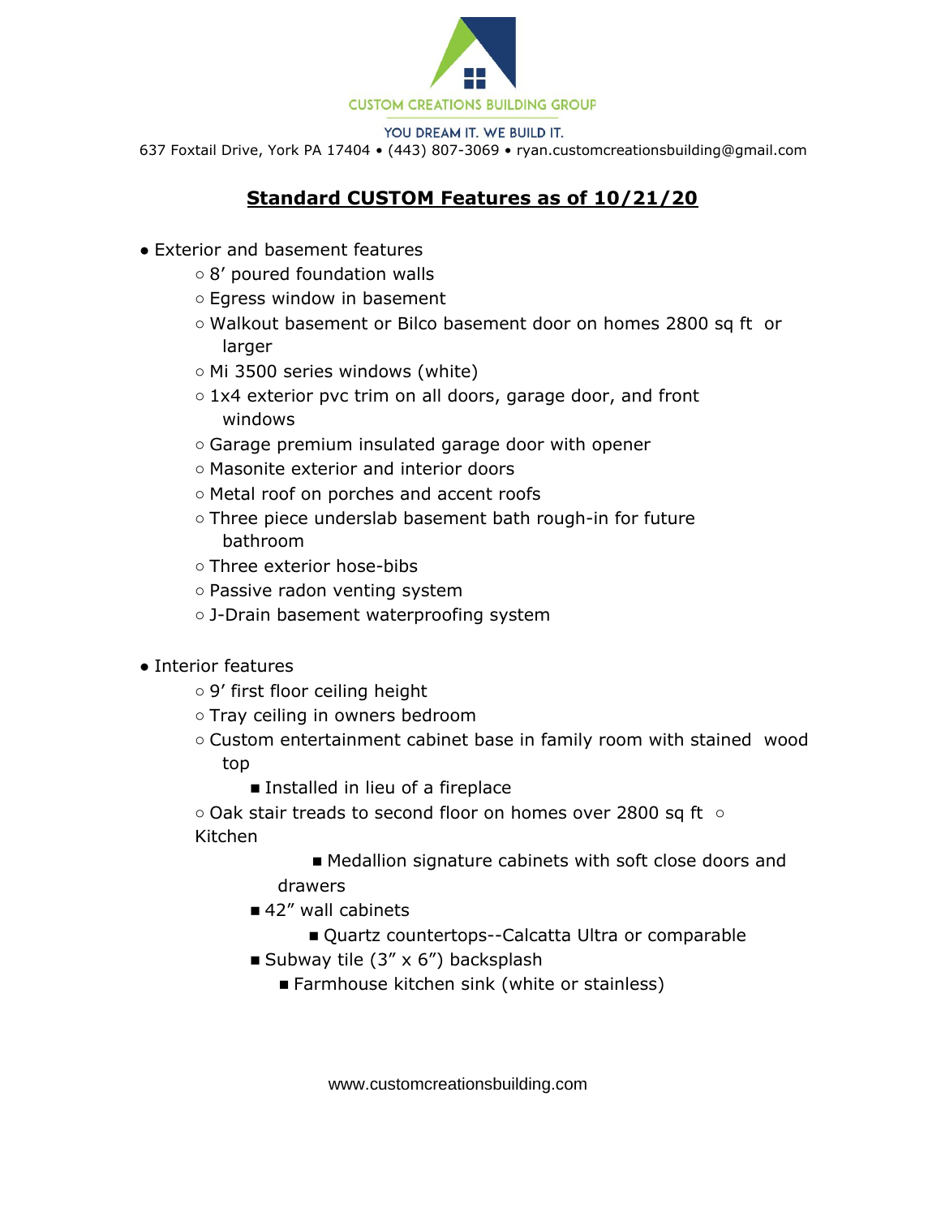CUSTOM CREATIONS BUILDING GROUP

YOU DREAM IT. WE BUILD IT.

637 Foxtail Drive, York PA 17404 • (443) 807-3069 • ryan.customcreationsbuilding@gmail.com

## Standard CUSTOM Features as of 10/21/20

- Exterior and basement features
  - 8’ poured foundation walls
  - Egress window in basement
  - Walkout basement or Bilco basement door on homes 2800 sq ft or larger
  - Mi 3500 series windows (white)
  - 1x4 exterior pvc trim on all doors, garage door, and front windows
  - Garage premium insulated garage door with opener
  - Masonite exterior and interior doors
  - Metal roof on porches and accent roofs
  - Three piece underslab basement bath rough-in for future bathroom
  - Three exterior hose-bibs
  - Passive radon venting system
  - J-Drain basement waterproofing system

- Interior features
  - 9’ first floor ceiling height
  - Tray ceiling in owners bedroom
  - Custom entertainment cabinet base in family room with stained wood top
    - Installed in lieu of a fireplace
  - Oak stair treads to second floor on homes over 2800 sq ft
  - Kitchen
    - Medallion signature cabinets with soft close doors and drawers
    - 42” wall cabinets
    - Quartz countertops--Calcatta Ultra or comparable
    - Subway tile (3” x 6”) backsplash
    - Farmhouse kitchen sink (white or stainless)

www.customcreationsbuilding.com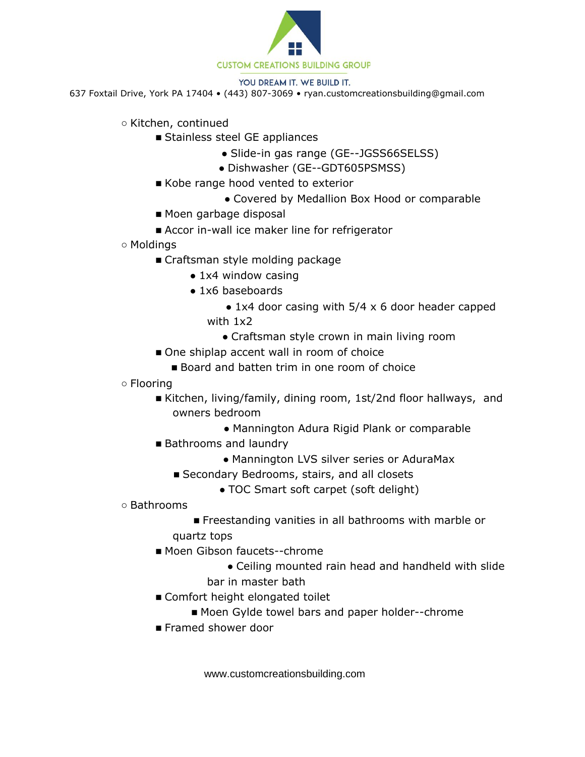○ Kitchen, continued

- Stainless steel GE appliances
  - Slide-in gas range (GE--JGSS66SELSS)
  - Dishwasher (GE--GDT605PSMSS)
- Kobe range hood vented to exterior
  - Covered by Medallion Box Hood or comparable
- Moen garbage disposal
- Accor in-wall ice maker line for refrigerator

○ Moldings

- Craftsman style molding package
  - 1x4 window casing
  - 1x6 baseboards
  - 1x4 door casing with 5/4 x 6 door header capped with 1x2
  - Craftsman style crown in main living room
- One shiplap accent wall in room of choice
- Board and batten trim in one room of choice

○ Flooring

- Kitchen, living/family, dining room, 1st/2nd floor hallways, and owners bedroom
  - Mannington Adura Rigid Plank or comparable
- Bathrooms and laundry
  - Mannington LVS silver series or AduraMax
- Secondary Bedrooms, stairs, and all closets
  - TOC Smart soft carpet (soft delight)

○ Bathrooms

- Freestanding vanities in all bathrooms with marble or quartz tops
- Moen Gibson faucets--chrome
  - Ceiling mounted rain head and handheld with slide bar in master bath
- Comfort height elongated toilet
- Moen Gylde towel bars and paper holder--chrome
- Framed shower door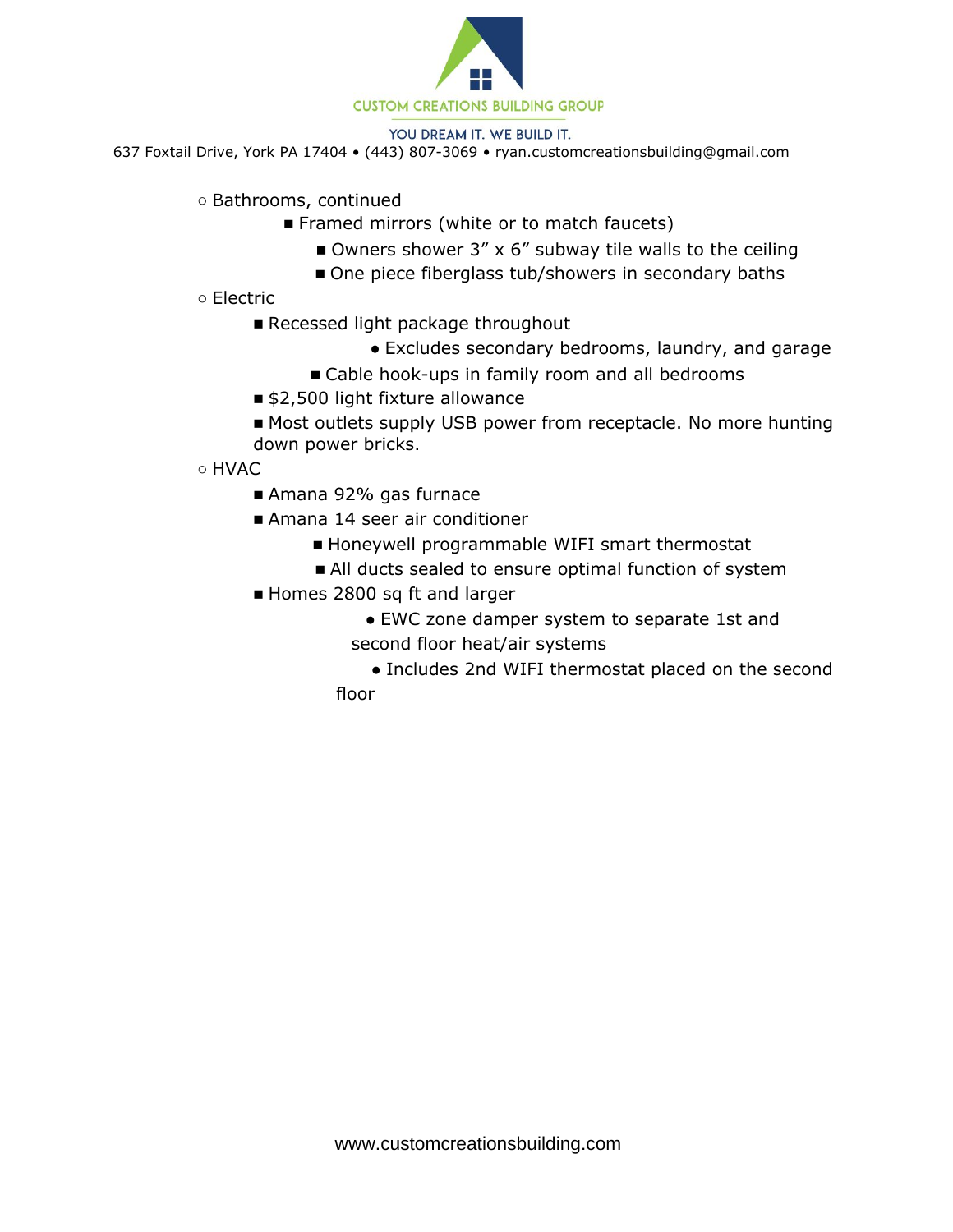- Bathrooms, continued
    - Framed mirrors (white or to match faucets)
        - Owners shower 3” x 6” subway tile walls to the ceiling
        - One piece fiberglass tub/showers in secondary baths
- Electric
    - Recessed light package throughout
        - Excludes secondary bedrooms, laundry, and garage
        - Cable hook-ups in family room and all bedrooms
    - $2,500 light fixture allowance
    - Most outlets supply USB power from receptacle. No more hunting down power bricks.
- HVAC
    - Amana 92% gas furnace
    - Amana 14 seer air conditioner
        - Honeywell programmable WIFI smart thermostat
        - All ducts sealed to ensure optimal function of system
    - Homes 2800 sq ft and larger
        - EWC zone damper system to separate 1st and second floor heat/air systems
        - Includes 2nd WIFI thermostat placed on the second floor